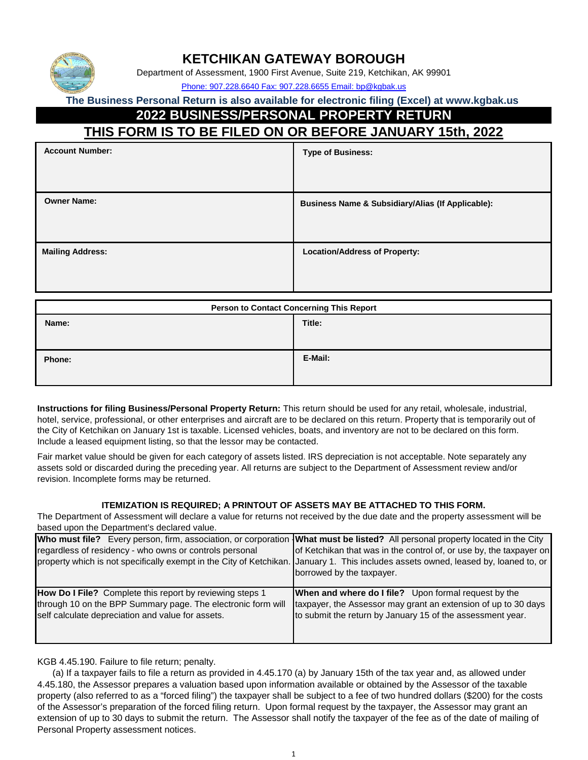# KETCHIKAN GATEWAY BOROUGH

Department of Assessment, 1900 First Avenue, Suite 219, Ketchikan, AK 99901

Phone: 907.228.6640 Fax: 907.228.6655 Email: bp@kgbak.us

**The Business Personal Return is also available for electronic filing (Excel) at www.kgbak.us**

## 2022 BUSINESS/PERSONAL PROPERTY RETURN

## THIS FORM IS TO BE FILED ON OR BEFORE JANUARY 15th, 2022

| | |
|---|---|
| **Account Number:** | **Type of Business:** |
| **Owner Name:** | **Business Name & Subsidiary/Alias (If Applicable):** |
| **Mailing Address:** | **Location/Address of Property:** |

| **Person to Contact Concerning This Report** | |
|---|---|
| **Name:** | **Title:** |
| **Phone:** | **E-Mail:** |

**Instructions for filing Business/Personal Property Return:** This return should be used for any retail, wholesale, industrial, hotel, service, professional, or other enterprises and aircraft are to be declared on this return. Property that is temporarily out of the City of Ketchikan on January 1st is taxable. Licensed vehicles, boats, and inventory are not to be declared on this form. Include a leased equipment listing, so that the lessor may be contacted.

Fair market value should be given for each category of assets listed. IRS depreciation is not acceptable. Note separately any assets sold or discarded during the preceding year. All returns are subject to the Department of Assessment review and/or revision. Incomplete forms may be returned.

**ITEMIZATION IS REQUIRED; A PRINTOUT OF ASSETS MAY BE ATTACHED TO THIS FORM.**

The Department of Assessment will declare a value for returns not received by the due date and the property assessment will be based upon the Department's declared value.

| | |
|---|---|
| **Who must file?** Every person, firm, association, or corporation regardless of residency - who owns or controls personal property which is not specifically exempt in the City of Ketchikan. | **What must be listed?** All personal property located in the City of Ketchikan that was in the control of, or use by, the taxpayer on January 1. This includes assets owned, leased by, loaned to, or borrowed by the taxpayer. |
| **How Do I File?** Complete this report by reviewing steps 1 through 10 on the BPP Summary page. The electronic form will self calculate depreciation and value for assets. | **When and where do I file?** Upon formal request by the taxpayer, the Assessor may grant an extension of up to 30 days to submit the return by January 15 of the assessment year. |

KGB 4.45.190. Failure to file return; penalty.

(a) If a taxpayer fails to file a return as provided in 4.45.170 (a) by January 15th of the tax year and, as allowed under 4.45.180, the Assessor prepares a valuation based upon information available or obtained by the Assessor of the taxable property (also referred to as a "forced filing") the taxpayer shall be subject to a fee of two hundred dollars ($200) for the costs of the Assessor's preparation of the forced filing return. Upon formal request by the taxpayer, the Assessor may grant an extension of up to 30 days to submit the return. The Assessor shall notify the taxpayer of the fee as of the date of mailing of Personal Property assessment notices.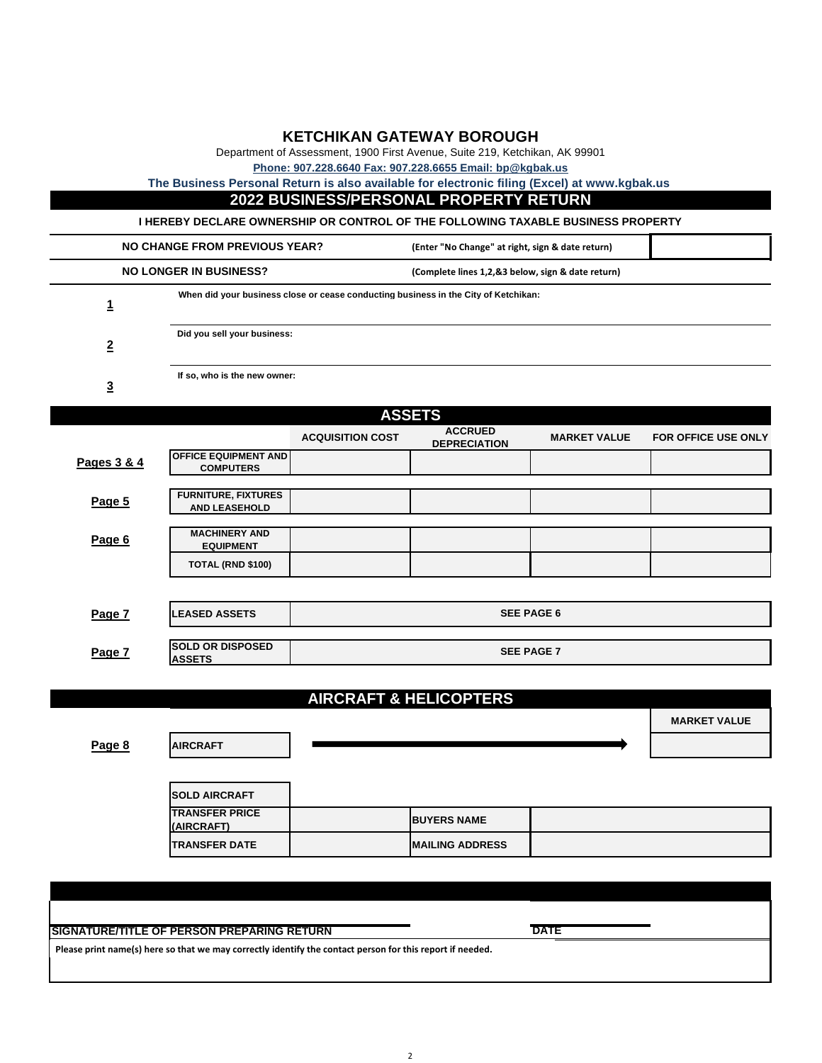# KETCHIKAN GATEWAY BOROUGH

Department of Assessment, 1900 First Avenue, Suite 219, Ketchikan, AK 99901

**Phone: 907.228.6640 Fax: 907.228.6655 Email: bp@kgbak.us**

**The Business Personal Return is also available for electronic filing (Excel) at www.kgbak.us**

## 2022 BUSINESS/PERSONAL PROPERTY RETURN

**I HEREBY DECLARE OWNERSHIP OR CONTROL OF THE FOLLOWING TAXABLE BUSINESS PROPERTY**

| | | |
|---|---|---|
| **NO CHANGE FROM PREVIOUS YEAR?** | **(Enter "No Change" at right, sign & date return)** | |
| **NO LONGER IN BUSINESS?** | **(Complete lines 1,2,&3 below, sign & date return)** | |

**1** When did your business close or cease conducting business in the City of Ketchikan:

**2** Did you sell your business:

**3** If so, who is the new owner:

## ASSETS

| | | ACQUISITION COST | ACCRUED DEPRECIATION | MARKET VALUE | FOR OFFICE USE ONLY |
|---|---|---|---|---|---|
| Pages 3 & 4 | OFFICE EQUIPMENT AND COMPUTERS | | | | |
| Page 5 | FURNITURE, FIXTURES AND LEASEHOLD | | | | |
| Page 6 | MACHINERY AND EQUIPMENT | | | | |
| | TOTAL (RND $100) | | | | |
| Page 7 | LEASED ASSETS | SEE PAGE 6 | | | |
| Page 7 | SOLD OR DISPOSED ASSETS | SEE PAGE 7 | | | |

## AIRCRAFT & HELICOPTERS

| | | MARKET VALUE |
|---|---|---|
| Page 8 | AIRCRAFT → | |

| | | | |
|---|---|---|---|
| SOLD AIRCRAFT | | | |
| TRANSFER PRICE (AIRCRAFT) | | BUYERS NAME | |
| TRANSFER DATE | | MAILING ADDRESS | |

SIGNATURE/TITLE OF PERSON PREPARING RETURN &nbsp;&nbsp;&nbsp;&nbsp; DATE

Please print name(s) here so that we may correctly identify the contact person for this report if needed.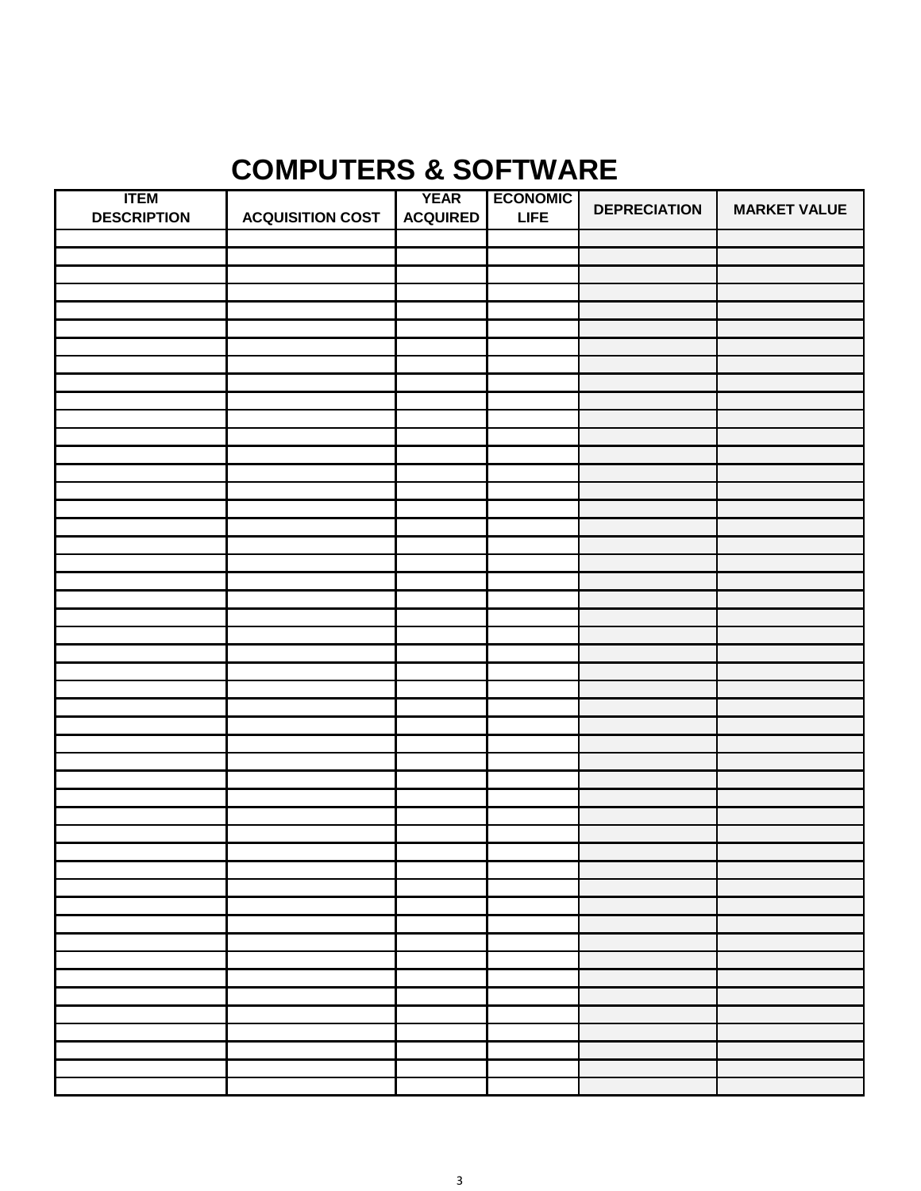# COMPUTERS & SOFTWARE

| ITEM DESCRIPTION | ACQUISITION COST | YEAR ACQUIRED | ECONOMIC LIFE | DEPRECIATION | MARKET VALUE |
|---|---|---|---|---|---|
| | | | | | |
| | | | | | |
| | | | | | |
| | | | | | |
| | | | | | |
| | | | | | |
| | | | | | |
| | | | | | |
| | | | | | |
| | | | | | |
| | | | | | |
| | | | | | |
| | | | | | |
| | | | | | |
| | | | | | |
| | | | | | |
| | | | | | |
| | | | | | |
| | | | | | |
| | | | | | |
| | | | | | |
| | | | | | |
| | | | | | |
| | | | | | |
| | | | | | |
| | | | | | |
| | | | | | |
| | | | | | |
| | | | | | |
| | | | | | |
| | | | | | |
| | | | | | |
| | | | | | |
| | | | | | |
| | | | | | |
| | | | | | |
| | | | | | |
| | | | | | |
| | | | | | |
| | | | | | |
| | | | | | |
| | | | | | |
| | | | | | |
| | | | | | |
| | | | | | |
| | | | | | |
| | | | | | |
| | | | | | |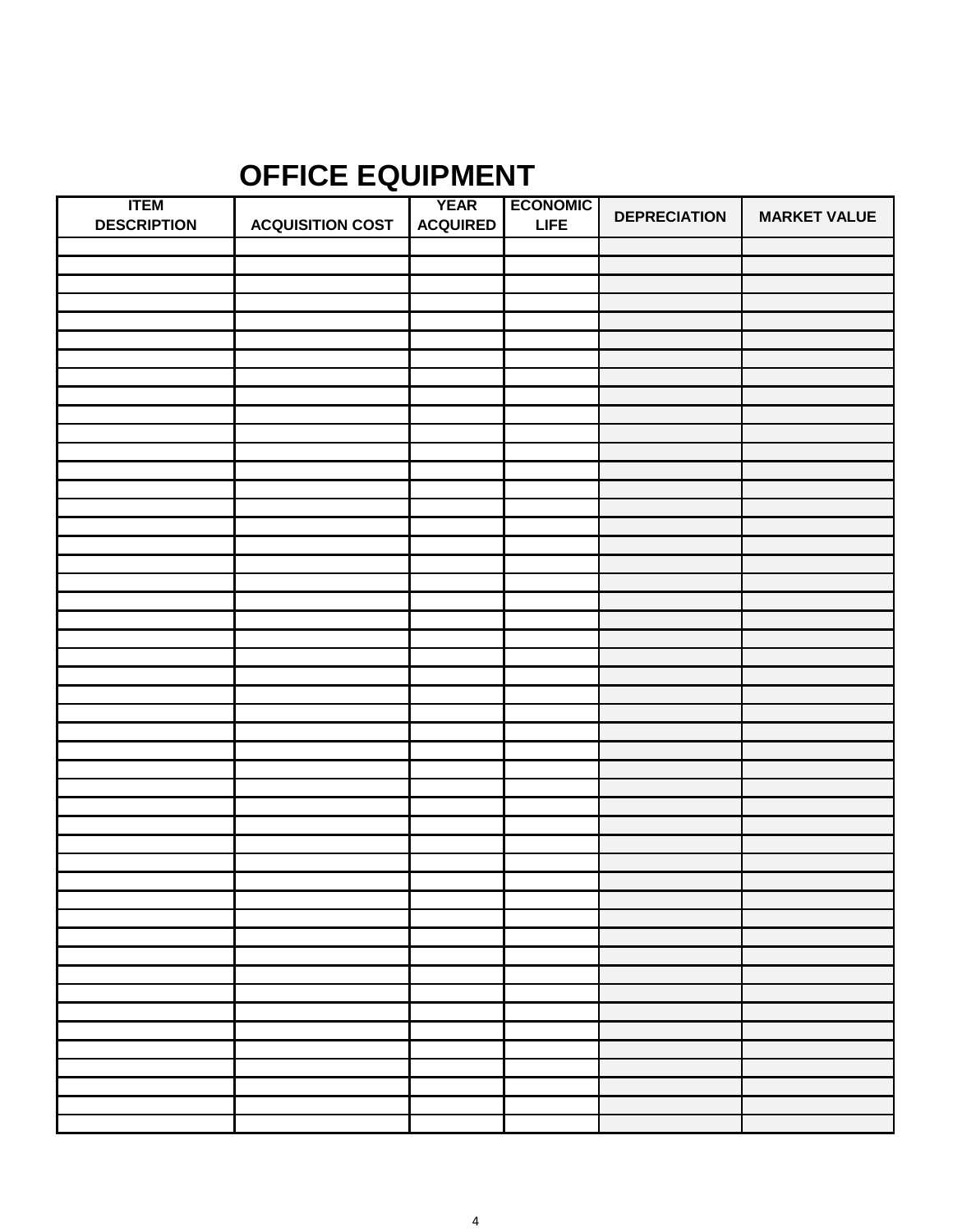## OFFICE EQUIPMENT

| ITEM DESCRIPTION | ACQUISITION COST | YEAR ACQUIRED | ECONOMIC LIFE | DEPRECIATION | MARKET VALUE |
|---|---|---|---|---|---|
| | | | | | |
| | | | | | |
| | | | | | |
| | | | | | |
| | | | | | |
| | | | | | |
| | | | | | |
| | | | | | |
| | | | | | |
| | | | | | |
| | | | | | |
| | | | | | |
| | | | | | |
| | | | | | |
| | | | | | |
| | | | | | |
| | | | | | |
| | | | | | |
| | | | | | |
| | | | | | |
| | | | | | |
| | | | | | |
| | | | | | |
| | | | | | |
| | | | | | |
| | | | | | |
| | | | | | |
| | | | | | |
| | | | | | |
| | | | | | |
| | | | | | |
| | | | | | |
| | | | | | |
| | | | | | |
| | | | | | |
| | | | | | |
| | | | | | |
| | | | | | |
| | | | | | |
| | | | | | |
| | | | | | |
| | | | | | |
| | | | | | |
| | | | | | |
| | | | | | |
| | | | | | |
| | | | | | |
| | | | | | |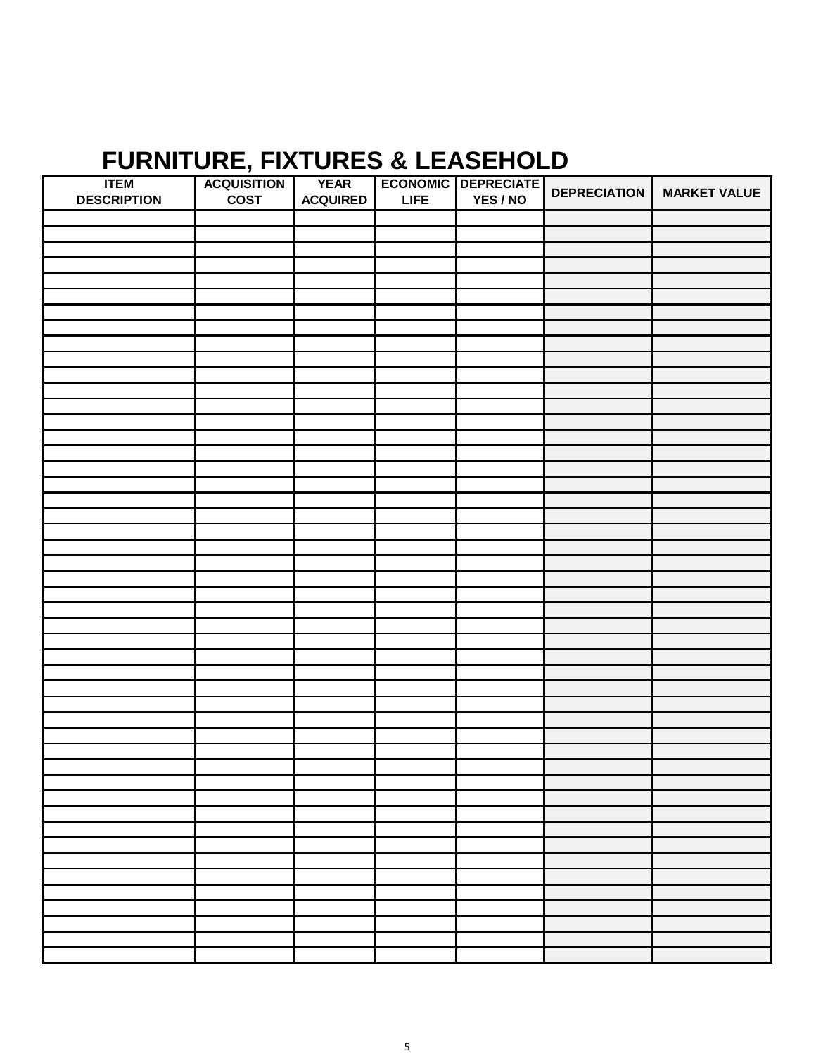# FURNITURE, FIXTURES & LEASEHOLD

| ITEM DESCRIPTION | ACQUISITION COST | YEAR ACQUIRED | ECONOMIC LIFE | DEPRECIATE YES / NO | DEPRECIATION | MARKET VALUE |
|---|---|---|---|---|---|---|
| | | | | | | |
| | | | | | | |
| | | | | | | |
| | | | | | | |
| | | | | | | |
| | | | | | | |
| | | | | | | |
| | | | | | | |
| | | | | | | |
| | | | | | | |
| | | | | | | |
| | | | | | | |
| | | | | | | |
| | | | | | | |
| | | | | | | |
| | | | | | | |
| | | | | | | |
| | | | | | | |
| | | | | | | |
| | | | | | | |
| | | | | | | |
| | | | | | | |
| | | | | | | |
| | | | | | | |
| | | | | | | |
| | | | | | | |
| | | | | | | |
| | | | | | | |
| | | | | | | |
| | | | | | | |
| | | | | | | |
| | | | | | | |
| | | | | | | |
| | | | | | | |
| | | | | | | |
| | | | | | | |
| | | | | | | |
| | | | | | | |
| | | | | | | |
| | | | | | | |
| | | | | | | |
| | | | | | | |
| | | | | | | |
| | | | | | | |
| | | | | | | |
| | | | | | | |
| | | | | | | |
| | | | | | | |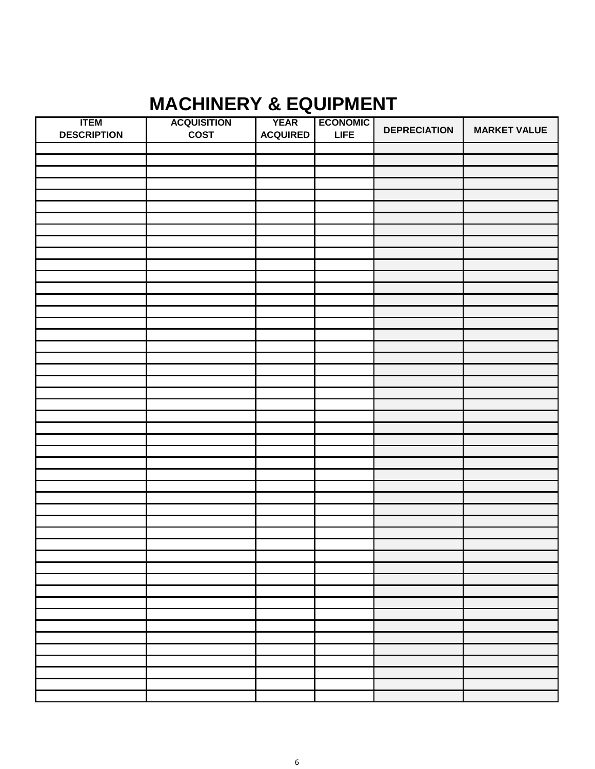# MACHINERY & EQUIPMENT

| ITEM DESCRIPTION | ACQUISITION COST | YEAR ACQUIRED | ECONOMIC LIFE | DEPRECIATION | MARKET VALUE |
|---|---|---|---|---|---|
| | | | | | |
| | | | | | |
| | | | | | |
| | | | | | |
| | | | | | |
| | | | | | |
| | | | | | |
| | | | | | |
| | | | | | |
| | | | | | |
| | | | | | |
| | | | | | |
| | | | | | |
| | | | | | |
| | | | | | |
| | | | | | |
| | | | | | |
| | | | | | |
| | | | | | |
| | | | | | |
| | | | | | |
| | | | | | |
| | | | | | |
| | | | | | |
| | | | | | |
| | | | | | |
| | | | | | |
| | | | | | |
| | | | | | |
| | | | | | |
| | | | | | |
| | | | | | |
| | | | | | |
| | | | | | |
| | | | | | |
| | | | | | |
| | | | | | |
| | | | | | |
| | | | | | |
| | | | | | |
| | | | | | |
| | | | | | |
| | | | | | |
| | | | | | |
| | | | | | |
| | | | | | |
| | | | | | |
| | | | | | |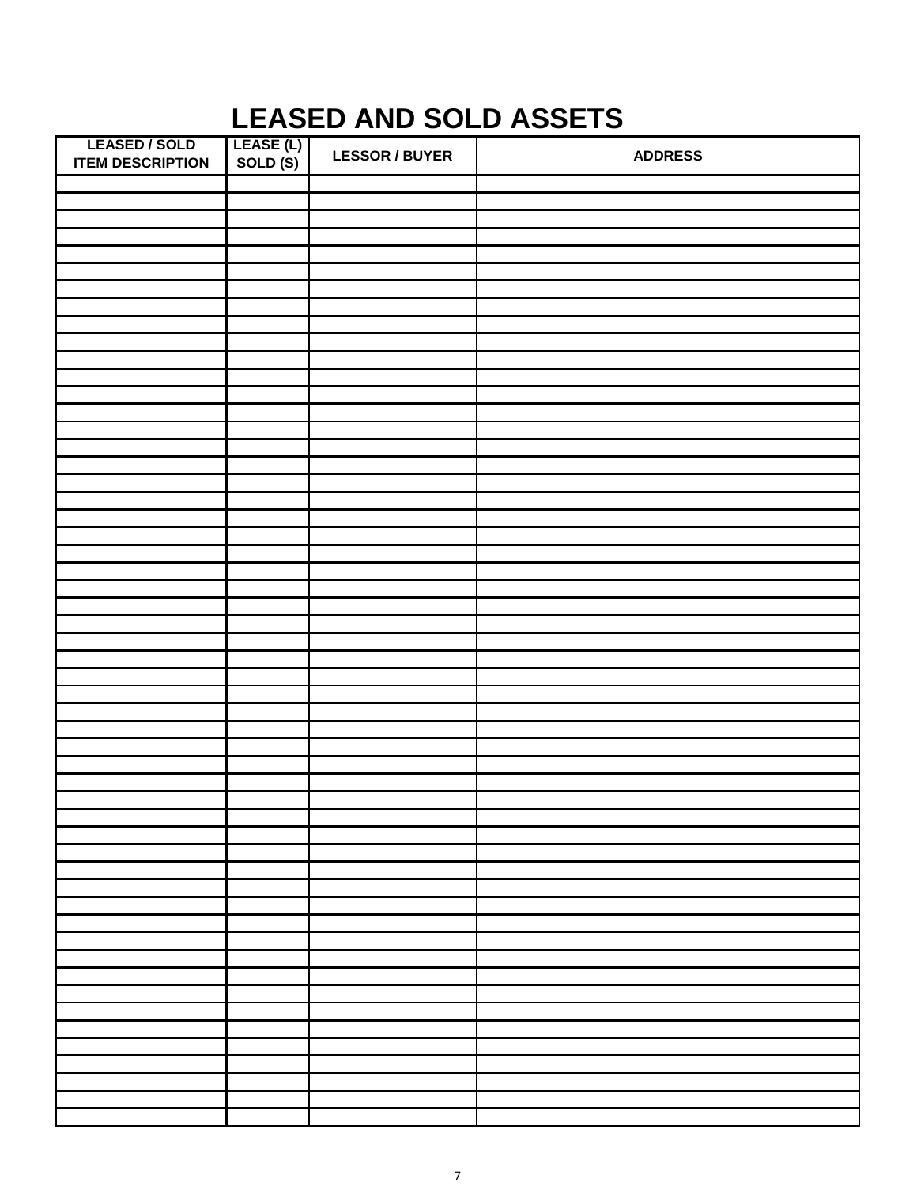# LEASED AND SOLD ASSETS

| LEASED / SOLD ITEM DESCRIPTION | LEASE (L) SOLD (S) | LESSOR / BUYER | ADDRESS |
|---|---|---|---|
| | | | |
| | | | |
| | | | |
| | | | |
| | | | |
| | | | |
| | | | |
| | | | |
| | | | |
| | | | |
| | | | |
| | | | |
| | | | |
| | | | |
| | | | |
| | | | |
| | | | |
| | | | |
| | | | |
| | | | |
| | | | |
| | | | |
| | | | |
| | | | |
| | | | |
| | | | |
| | | | |
| | | | |
| | | | |
| | | | |
| | | | |
| | | | |
| | | | |
| | | | |
| | | | |
| | | | |
| | | | |
| | | | |
| | | | |
| | | | |
| | | | |
| | | | |
| | | | |
| | | | |
| | | | |
| | | | |
| | | | |
| | | | |
| | | | |
| | | | |
| | | | |
| | | | |
| | | | |
| | | | |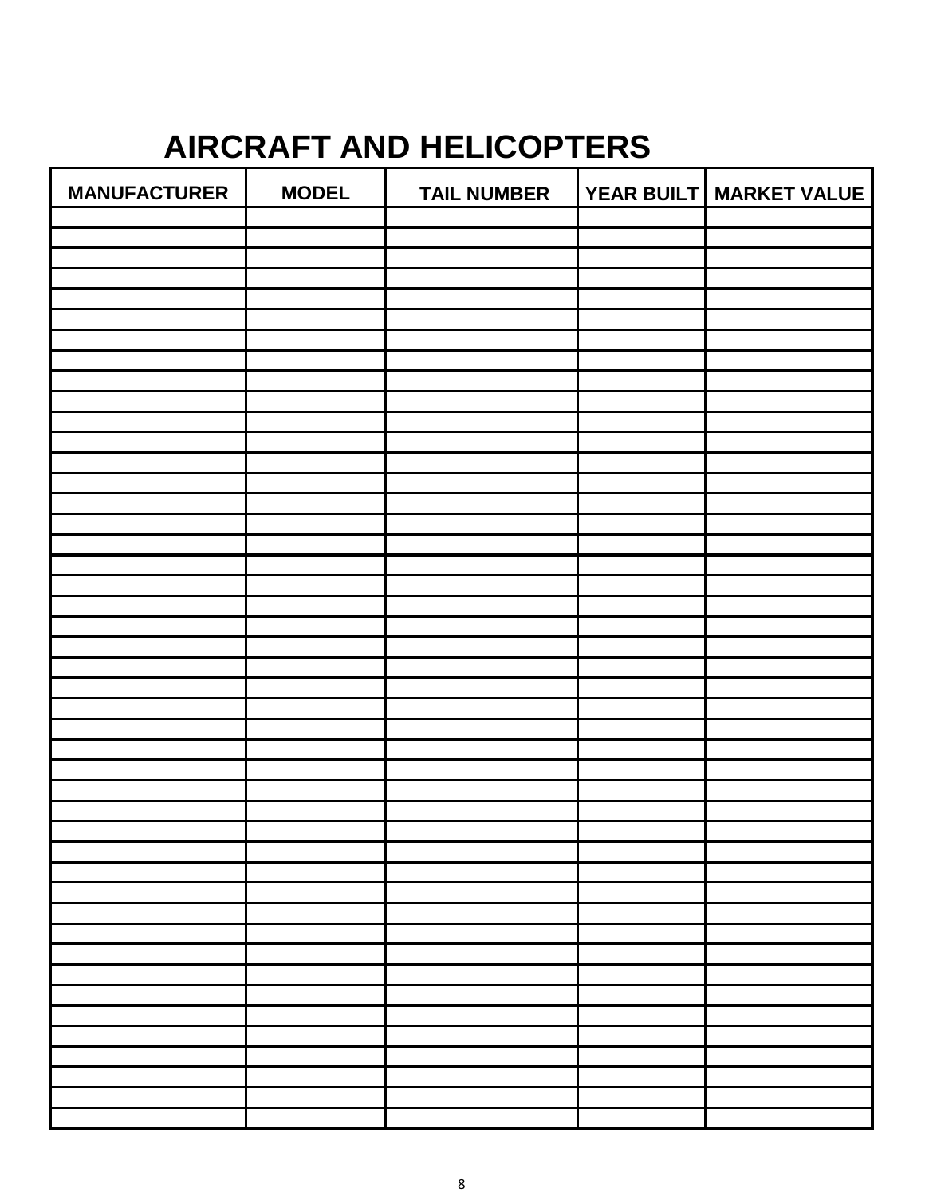# AIRCRAFT AND HELICOPTERS

| MANUFACTURER | MODEL | TAIL NUMBER | YEAR BUILT | MARKET VALUE |
|---|---|---|---|---|
| | | | | |
| | | | | |
| | | | | |
| | | | | |
| | | | | |
| | | | | |
| | | | | |
| | | | | |
| | | | | |
| | | | | |
| | | | | |
| | | | | |
| | | | | |
| | | | | |
| | | | | |
| | | | | |
| | | | | |
| | | | | |
| | | | | |
| | | | | |
| | | | | |
| | | | | |
| | | | | |
| | | | | |
| | | | | |
| | | | | |
| | | | | |
| | | | | |
| | | | | |
| | | | | |
| | | | | |
| | | | | |
| | | | | |
| | | | | |
| | | | | |
| | | | | |
| | | | | |
| | | | | |
| | | | | |
| | | | | |
| | | | | |
| | | | | |
| | | | | |
| | | | | |
| | | | | |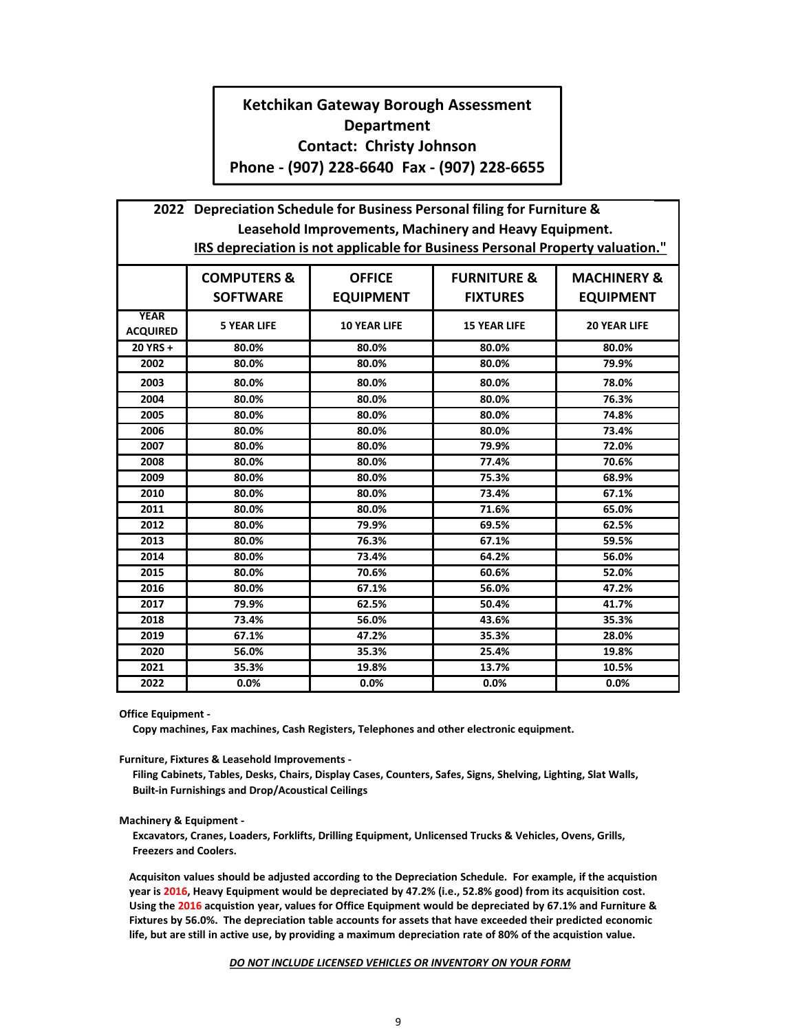**Ketchikan Gateway Borough Assessment Department**
**Contact: Christy Johnson**
**Phone - (907) 228-6640 Fax - (907) 228-6655**

**2022 Depreciation Schedule for Business Personal filing for Furniture & Leasehold Improvements, Machinery and Heavy Equipment.**
**IRS depreciation is not applicable for Business Personal Property valuation."**

| | COMPUTERS & SOFTWARE | OFFICE EQUIPMENT | FURNITURE & FIXTURES | MACHINERY & EQUIPMENT |
|---|---|---|---|---|
| YEAR ACQUIRED | 5 YEAR LIFE | 10 YEAR LIFE | 15 YEAR LIFE | 20 YEAR LIFE |
| 20 YRS + | 80.0% | 80.0% | 80.0% | 80.0% |
| 2002 | 80.0% | 80.0% | 80.0% | 79.9% |
| 2003 | 80.0% | 80.0% | 80.0% | 78.0% |
| 2004 | 80.0% | 80.0% | 80.0% | 76.3% |
| 2005 | 80.0% | 80.0% | 80.0% | 74.8% |
| 2006 | 80.0% | 80.0% | 80.0% | 73.4% |
| 2007 | 80.0% | 80.0% | 79.9% | 72.0% |
| 2008 | 80.0% | 80.0% | 77.4% | 70.6% |
| 2009 | 80.0% | 80.0% | 75.3% | 68.9% |
| 2010 | 80.0% | 80.0% | 73.4% | 67.1% |
| 2011 | 80.0% | 80.0% | 71.6% | 65.0% |
| 2012 | 80.0% | 79.9% | 69.5% | 62.5% |
| 2013 | 80.0% | 76.3% | 67.1% | 59.5% |
| 2014 | 80.0% | 73.4% | 64.2% | 56.0% |
| 2015 | 80.0% | 70.6% | 60.6% | 52.0% |
| 2016 | 80.0% | 67.1% | 56.0% | 47.2% |
| 2017 | 79.9% | 62.5% | 50.4% | 41.7% |
| 2018 | 73.4% | 56.0% | 43.6% | 35.3% |
| 2019 | 67.1% | 47.2% | 35.3% | 28.0% |
| 2020 | 56.0% | 35.3% | 25.4% | 19.8% |
| 2021 | 35.3% | 19.8% | 13.7% | 10.5% |
| 2022 | 0.0% | 0.0% | 0.0% | 0.0% |

**Office Equipment -**
**Copy machines, Fax machines, Cash Registers, Telephones and other electronic equipment.**

**Furniture, Fixtures & Leasehold Improvements -**
**Filing Cabinets, Tables, Desks, Chairs, Display Cases, Counters, Safes, Signs, Shelving, Lighting, Slat Walls, Built-in Furnishings and Drop/Acoustical Ceilings**

**Machinery & Equipment -**
**Excavators, Cranes, Loaders, Forklifts, Drilling Equipment, Unlicensed Trucks & Vehicles, Ovens, Grills, Freezers and Coolers.**

**Acquisiton values should be adjusted according to the Depreciation Schedule. For example, if the acquistion year is 2016, Heavy Equipment would be depreciated by 47.2% (i.e., 52.8% good) from its acquisition cost. Using the 2016 acquistion year, values for Office Equipment would be depreciated by 67.1% and Furniture & Fixtures by 56.0%. The depreciation table accounts for assets that have exceeded their predicted economic life, but are still in active use, by providing a maximum depreciation rate of 80% of the acquistion value.**

***DO NOT INCLUDE LICENSED VEHICLES OR INVENTORY ON YOUR FORM***